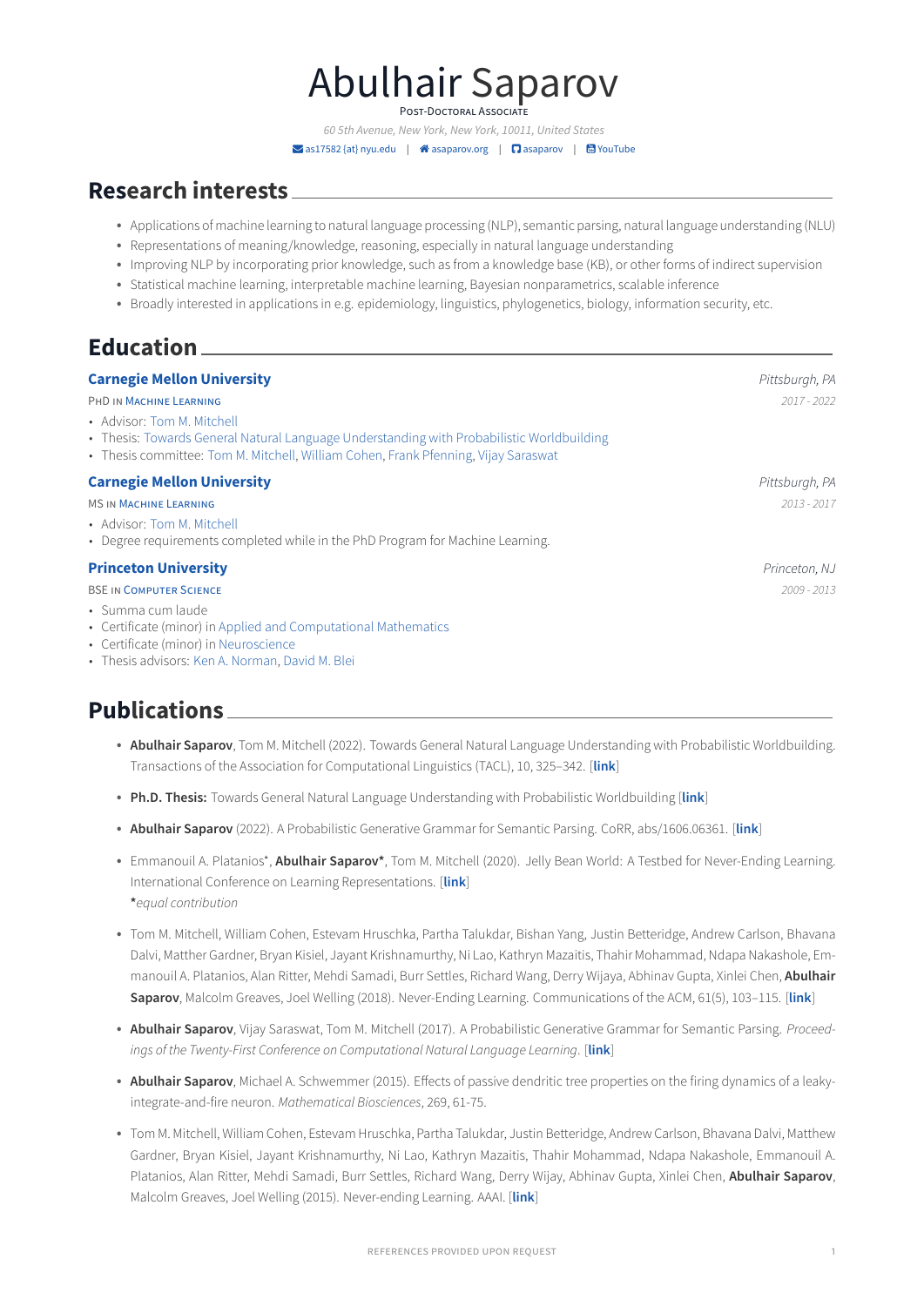# Abulhair Saparov

POST-DOCTORAL ASSOCIATE

*60 5th Avenue, New York, New York, 10011, United States*

as17582 {at} nyu.edu | asaparov.org | asaparov | YouTube

## Research interests

- Applications of machine learning to natural language processing (NLP), semantic parsing, natural language understanding (NLU)
- Representations of meaning/knowledge, reasoning, especially in natural language understanding
- Improving NLP by incorporating prior knowledge, such as from a knowledge base (KB), or other forms of indirect supervision
- Statistical machine learning, interpretable machine learning, Bayesian nonparametrics, scalable inference
- Broadly interested in applications in e.g. epidemiology, linguistics, phylogenetics, biology, information security, etc.

## Education

**Carnegie Mellon University** *Pittsburgh, PA*

PHD IN MACHINE LEARNING *2017 - 2022*

- Advisor: Tom M. Mitchell
- Thesis: Towards General Natural Language Understanding with Probabilistic Worldbuilding
- Thesis committee: Tom M. Mitchell, William Cohen, Frank Pfenning, Vijay Saraswat

**Carnegie Mellon University** *Pittsburgh, PA*

MS IN MACHINE LEARNING *2013 - 2017*

- Advisor: Tom M. Mitchell
- Degree requirements completed while in the PhD Program for Machine Learning.

**Princeton University** *Princeton, NJ*

BSE IN COMPUTER SCIENCE *2009 - 2013*

- Summa cum laude
- Certificate (minor) in Applied and Computational Mathematics
- Certificate (minor) in Neuroscience
- Thesis advisors: Ken A. Norman, David M. Blei

## Publications

- **Abulhair Saparov**, Tom M. Mitchell (2022). Towards General Natural Language Understanding with Probabilistic Worldbuilding. Transactions of the Association for Computational Linguistics (TACL), 10, 325–342. [**link**]
- **Ph.D. Thesis:** Towards General Natural Language Understanding with Probabilistic Worldbuilding [**link**]
- **Abulhair Saparov** (2022). A Probabilistic Generative Grammar for Semantic Parsing. CoRR, abs/1606.06361. [**link**]
- Emmanouil A. Platanios*, **Abulhair Saparov***, Tom M. Mitchell (2020). Jelly Bean World: A Testbed for Never-Ending Learning. International Conference on Learning Representations. [**link**]
  **\***equal contribution*
- Tom M. Mitchell, William Cohen, Estevam Hruschka, Partha Talukdar, Bishan Yang, Justin Betteridge, Andrew Carlson, Bhavana Dalvi, Matther Gardner, Bryan Kisiel, Jayant Krishnamurthy, Ni Lao, Kathryn Mazaitis, Thahir Mohammad, Ndapa Nakashole, Emmanouil A. Platanios, Alan Ritter, Mehdi Samadi, Burr Settles, Richard Wang, Derry Wijaya, Abhinav Gupta, Xinlei Chen, **Abulhair Saparov**, Malcolm Greaves, Joel Welling (2018). Never-Ending Learning. Communications of the ACM, 61(5), 103–115. [**link**]
- **Abulhair Saparov**, Vijay Saraswat, Tom M. Mitchell (2017). A Probabilistic Generative Grammar for Semantic Parsing. *Proceedings of the Twenty-First Conference on Computational Natural Language Learning*. [**link**]
- **Abulhair Saparov**, Michael A. Schwemmer (2015). Effects of passive dendritic tree properties on the firing dynamics of a leaky-integrate-and-fire neuron. *Mathematical Biosciences*, 269, 61-75.
- Tom M. Mitchell, William Cohen, Estevam Hruschka, Partha Talukdar, Justin Betteridge, Andrew Carlson, Bhavana Dalvi, Matthew Gardner, Bryan Kisiel, Jayant Krishnamurthy, Ni Lao, Kathryn Mazaitis, Thahir Mohammad, Ndapa Nakashole, Emmanouil A. Platanios, Alan Ritter, Mehdi Samadi, Burr Settles, Richard Wang, Derry Wijay, Abhinav Gupta, Xinlei Chen, **Abulhair Saparov**, Malcolm Greaves, Joel Welling (2015). Never-ending Learning. AAAI. [**link**]

REFERENCES PROVIDED UPON REQUEST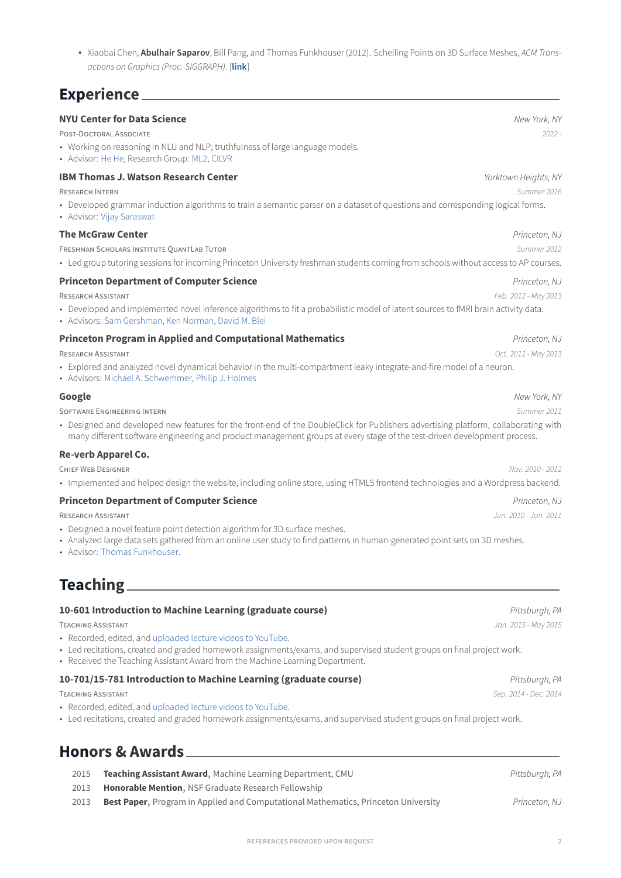- Xiaobai Chen, **Abulhair Saparov**, Bill Pang, and Thomas Funkhouser (2012). Schelling Points on 3D Surface Meshes, *ACM Transactions on Graphics (Proc. SIGGRAPH)*. [**link**]

## Experience

**NYU Center for Data Science** — *New York, NY*
POST-DOCTORAL ASSOCIATE — *2022 -*
- Working on reasoning in NLU and NLP; truthfulness of large language models.
- Advisor: He He, Research Group: ML2, CILVR

**IBM Thomas J. Watson Research Center** — *Yorktown Heights, NY*
RESEARCH INTERN — *Summer 2016*
- Developed grammar induction algorithms to train a semantic parser on a dataset of questions and corresponding logical forms.
- Advisor: Vijay Saraswat

**The McGraw Center** — *Princeton, NJ*
FRESHMAN SCHOLARS INSTITUTE QUANTLAB TUTOR — *Summer 2012*
- Led group tutoring sessions for incoming Princeton University freshman students coming from schools without access to AP courses.

**Princeton Department of Computer Science** — *Princeton, NJ*
RESEARCH ASSISTANT — *Feb. 2012 - May 2013*
- Developed and implemented novel inference algorithms to fit a probabilistic model of latent sources to fMRI brain activity data.
- Advisors: Sam Gershman, Ken Norman, David M. Blei

**Princeton Program in Applied and Computational Mathematics** — *Princeton, NJ*
RESEARCH ASSISTANT — *Oct. 2011 - May 2013*
- Explored and analyzed novel dynamical behavior in the multi-compartment leaky integrate-and-fire model of a neuron.
- Advisors: Michael A. Schwemmer, Philip J. Holmes

**Google** — *New York, NY*
SOFTWARE ENGINEERING INTERN — *Summer 2011*
- Designed and developed new features for the front-end of the DoubleClick for Publishers advertising platform, collaborating with many different software engineering and product management groups at every stage of the test-driven development process.

**Re-verb Apparel Co.**
CHIEF WEB DESIGNER — *Nov. 2010 - 2012*
- Implemented and helped design the website, including online store, using HTML5 frontend technologies and a Wordpress backend.

**Princeton Department of Computer Science** — *Princeton, NJ*
RESEARCH ASSISTANT — *Jun. 2010 - Jan. 2011*
- Designed a novel feature point detection algorithm for 3D surface meshes.
- Analyzed large data sets gathered from an online user study to find patterns in human-generated point sets on 3D meshes.
- Advisor: Thomas Funkhouser.

## Teaching

**10-601 Introduction to Machine Learning (graduate course)** — *Pittsburgh, PA*
TEACHING ASSISTANT — *Jan. 2015 - May 2015*
- Recorded, edited, and uploaded lecture videos to YouTube.
- Led recitations, created and graded homework assignments/exams, and supervised student groups on final project work.
- Received the Teaching Assistant Award from the Machine Learning Department.

**10-701/15-781 Introduction to Machine Learning (graduate course)** — *Pittsburgh, PA*
TEACHING ASSISTANT — *Sep. 2014 - Dec. 2014*
- Recorded, edited, and uploaded lecture videos to YouTube.
- Led recitations, created and graded homework assignments/exams, and supervised student groups on final project work.

## Honors & Awards

- 2015 **Teaching Assistant Award**, Machine Learning Department, CMU — *Pittsburgh, PA*
- 2013 **Honorable Mention**, NSF Graduate Research Fellowship
- 2013 **Best Paper**, Program in Applied and Computational Mathematics, Princeton University — *Princeton, NJ*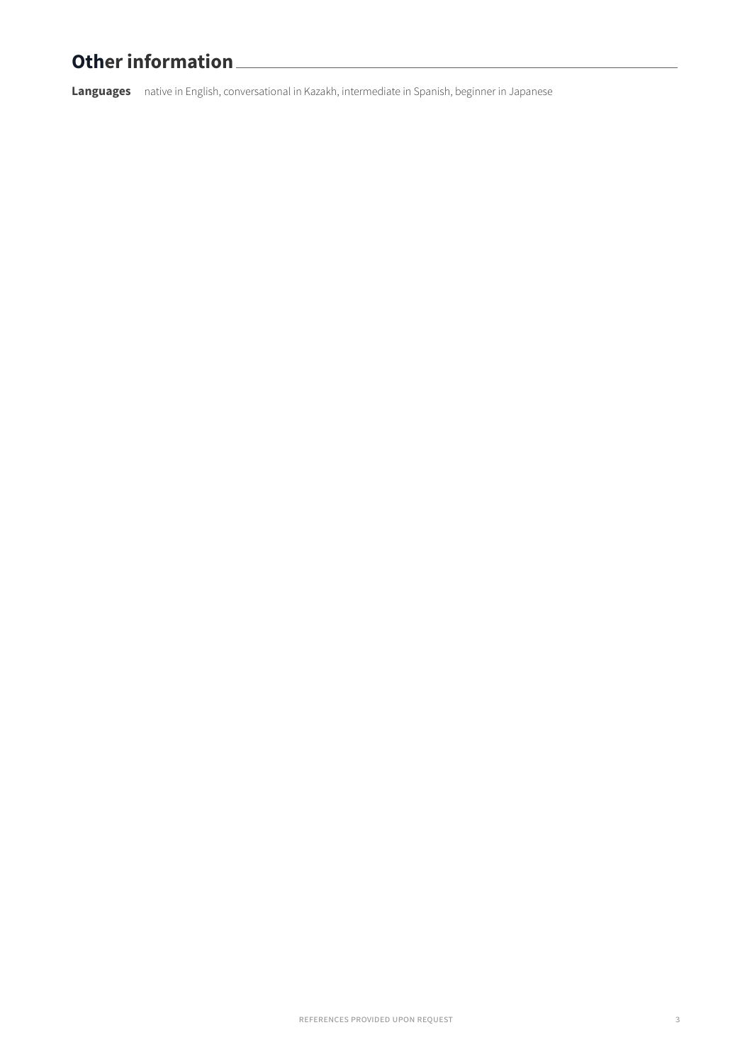## Other information

**Languages** native in English, conversational in Kazakh, intermediate in Spanish, beginner in Japanese

REFERENCES PROVIDED UPON REQUEST